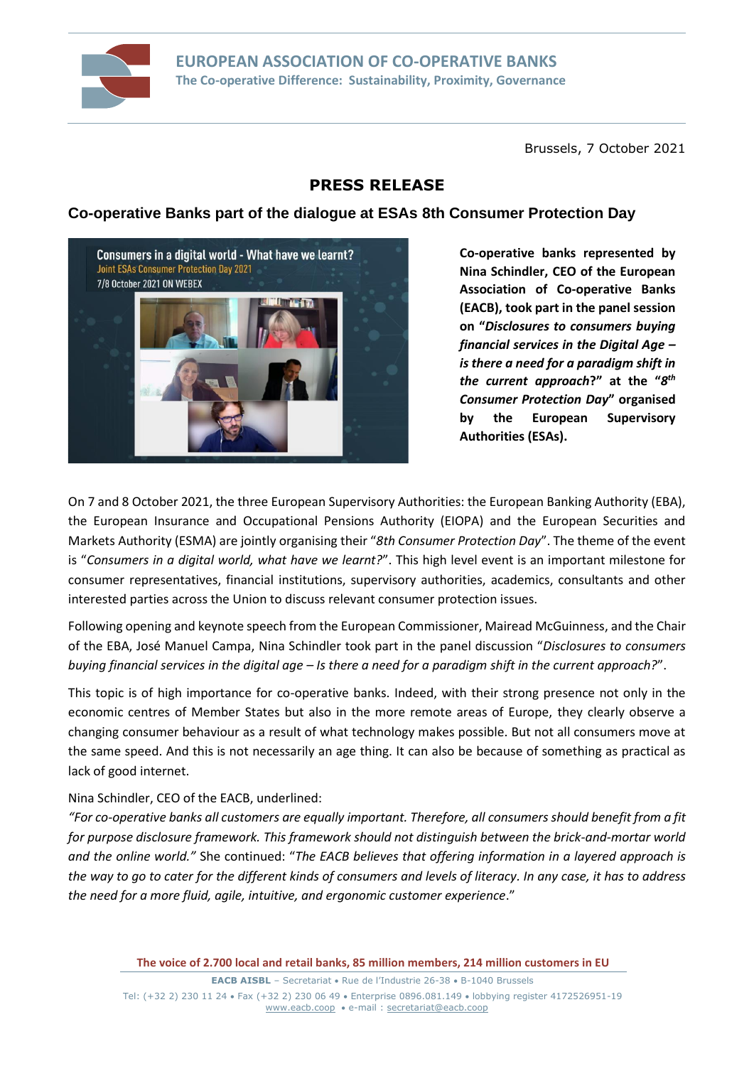**EUROPEAN ASSOCIATION OF CO-OPERATIVE BANKS**
**The Co-operative Difference: Sustainability, Proximity, Governance**

Brussels, 7 October 2021

# PRESS RELEASE

## Co-operative Banks part of the dialogue at ESAs 8th Consumer Protection Day

**Co-operative banks represented by Nina Schindler, CEO of the European Association of Co-operative Banks (EACB), took part in the panel session on "*Disclosures to consumers buying financial services in the Digital Age – is there a need for a paradigm shift in the current approach*?" at the "*8th Consumer Protection Day*" organised by the European Supervisory Authorities (ESAs).**

On 7 and 8 October 2021, the three European Supervisory Authorities: the European Banking Authority (EBA), the European Insurance and Occupational Pensions Authority (EIOPA) and the European Securities and Markets Authority (ESMA) are jointly organising their "*8th Consumer Protection Day*". The theme of the event is "*Consumers in a digital world, what have we learnt?*". This high level event is an important milestone for consumer representatives, financial institutions, supervisory authorities, academics, consultants and other interested parties across the Union to discuss relevant consumer protection issues.

Following opening and keynote speech from the European Commissioner, Mairead McGuinness, and the Chair of the EBA, José Manuel Campa, Nina Schindler took part in the panel discussion "*Disclosures to consumers buying financial services in the digital age – Is there a need for a paradigm shift in the current approach?*".

This topic is of high importance for co-operative banks. Indeed, with their strong presence not only in the economic centres of Member States but also in the more remote areas of Europe, they clearly observe a changing consumer behaviour as a result of what technology makes possible. But not all consumers move at the same speed. And this is not necessarily an age thing. It can also be because of something as practical as lack of good internet.

Nina Schindler, CEO of the EACB, underlined:
*"For co-operative banks all customers are equally important. Therefore, all consumers should benefit from a fit for purpose disclosure framework. This framework should not distinguish between the brick-and-mortar world and the online world."* She continued: "*The EACB believes that offering information in a layered approach is the way to go to cater for the different kinds of consumers and levels of literacy. In any case, it has to address the need for a more fluid, agile, intuitive, and ergonomic customer experience*."

**The voice of 2.700 local and retail banks, 85 million members, 214 million customers in EU**

**EACB AISBL** – Secretariat • Rue de l'Industrie 26-38 • B-1040 Brussels
Tel: (+32 2) 230 11 24 • Fax (+32 2) 230 06 49 • Enterprise 0896.081.149 • lobbying register 4172526951-19
www.eacb.coop • e-mail : secretariat@eacb.coop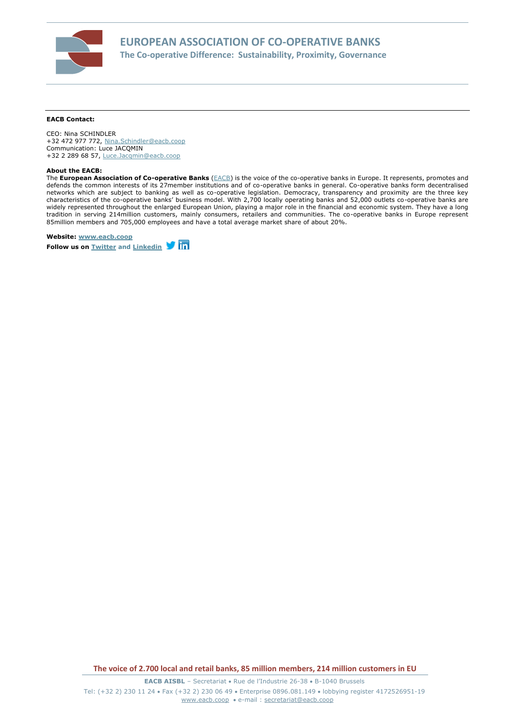**EACB Contact:**

CEO: Nina SCHINDLER
+32 472 977 772, Nina.Schindler@eacb.coop
Communication: Luce JACQMIN
+32 2 289 68 57, Luce.Jacqmin@eacb.coop

**About the EACB:**
The **European Association of Co-operative Banks** (EACB) is the voice of the co-operative banks in Europe. It represents, promotes and defends the common interests of its 27member institutions and of co-operative banks in general. Co-operative banks form decentralised networks which are subject to banking as well as co-operative legislation. Democracy, transparency and proximity are the three key characteristics of the co-operative banks' business model. With 2,700 locally operating banks and 52,000 outlets co-operative banks are widely represented throughout the enlarged European Union, playing a major role in the financial and economic system. They have a long tradition in serving 214million customers, mainly consumers, retailers and communities. The co-operative banks in Europe represent 85million members and 705,000 employees and have a total average market share of about 20%.

**Website: www.eacb.coop**
**Follow us on Twitter and Linkedin**